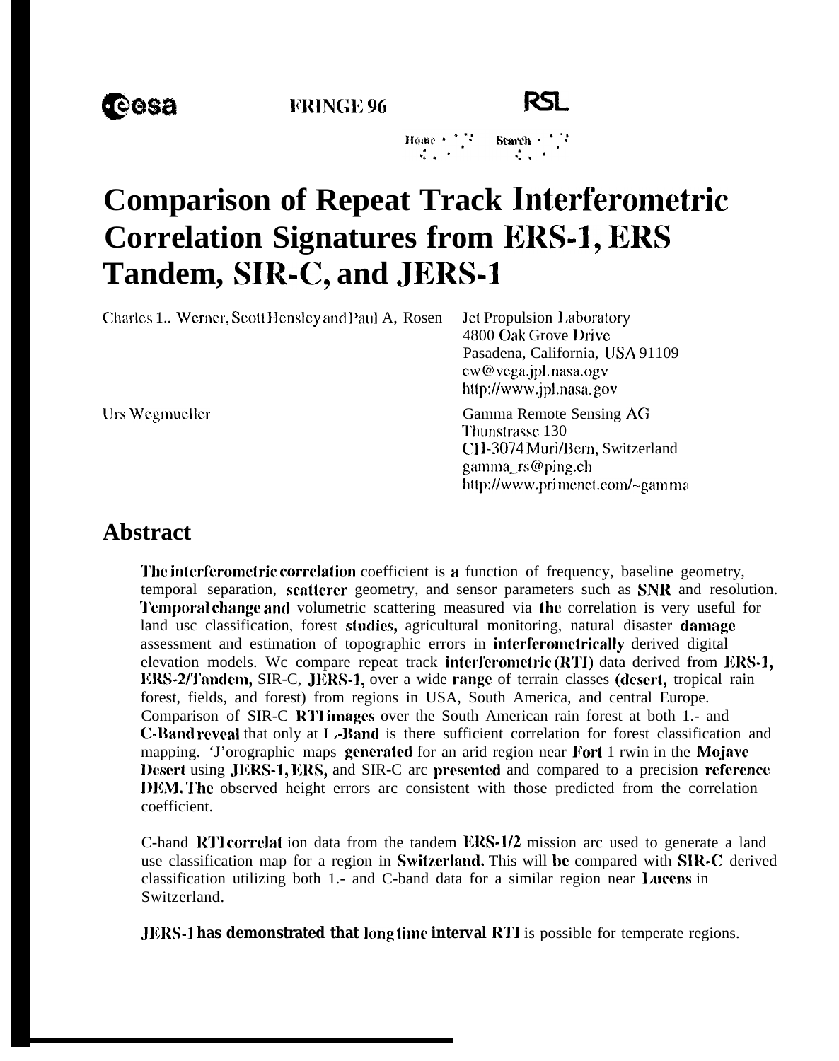esa    FRINGE 96    RSL

Home · Search

# Comparison of Repeat Track Interferometric Correlation Signatures from ERS-1, ERS Tandem, SIR-C, and JERS-1

Charles L. Werner, Scott Hensley and Paul A. Rosen
Jet Propulsion Laboratory
4800 Oak Grove Drive
Pasadena, California, USA 91109
cw@vega.jpl.nasa.ogv
http://www.jpl.nasa.gov

Urs Wegmueller
Gamma Remote Sensing AG
Thunstrasse 130
CH-3074 Muri/Bern, Switzerland
gamma_rs@ping.ch
http://www.primenet.com/~gamma

## Abstract

**The interferometric correlation** coefficient is **a** function of frequency, baseline geometry, temporal separation, **scatterer** geometry, and sensor parameters such as **SNR** and resolution. **Temporal change and** volumetric scattering measured via **the** correlation is very useful for land use classification, forest **studies,** agricultural monitoring, natural disaster **damage** assessment and estimation of topographic errors in **interferometrically** derived digital elevation models. We compare repeat track **interferometric (RTI)** data derived from **ERS-1, ERS-2/Tandem,** SIR-C, **JERS-1,** over a wide **range** of terrain classes **(desert,** tropical rain forest, fields, and forest) from regions in USA, South America, and central Europe. Comparison of SIR-C **RTI images** over the South American rain forest at both L- and **C-Band reveal** that only at **L-Band** is there sufficient correlation for forest classification and mapping. Topographic maps **generated** for an arid region near **Fort** Irwin in the **Mojave Desert** using **JERS-1, ERS,** and SIR-C are **presented** and compared to a precision **reference DEM. The** observed height errors are consistent with those predicted from the correlation coefficient.

C-band **RTI correlat**ion data from the tandem **ERS-1/2** mission are used to generate a land use classification map for a region in **Switzerland.** This will **be** compared with **SIR-C** derived classification utilizing both L- and C-band data for a similar region near **Laeens** in Switzerland.

**JERS-1 has demonstrated that long time interval RTI** is possible for temperate regions.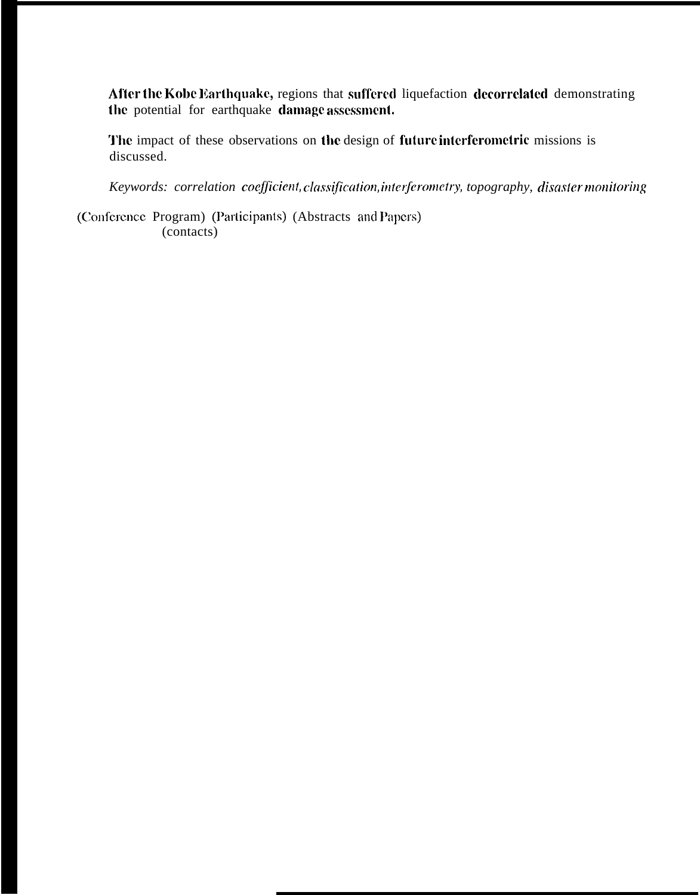After the Kobe Earthquake, regions that suffered liquefaction decorrelated demonstrating the potential for earthquake damage assessment.

The impact of these observations on the design of future interferometric missions is discussed.

*Keywords: correlation coefficient, classification, interferometry, topography, disaster monitoring*

(Conference Program) (Participants) (Abstracts and Papers)
(contacts)